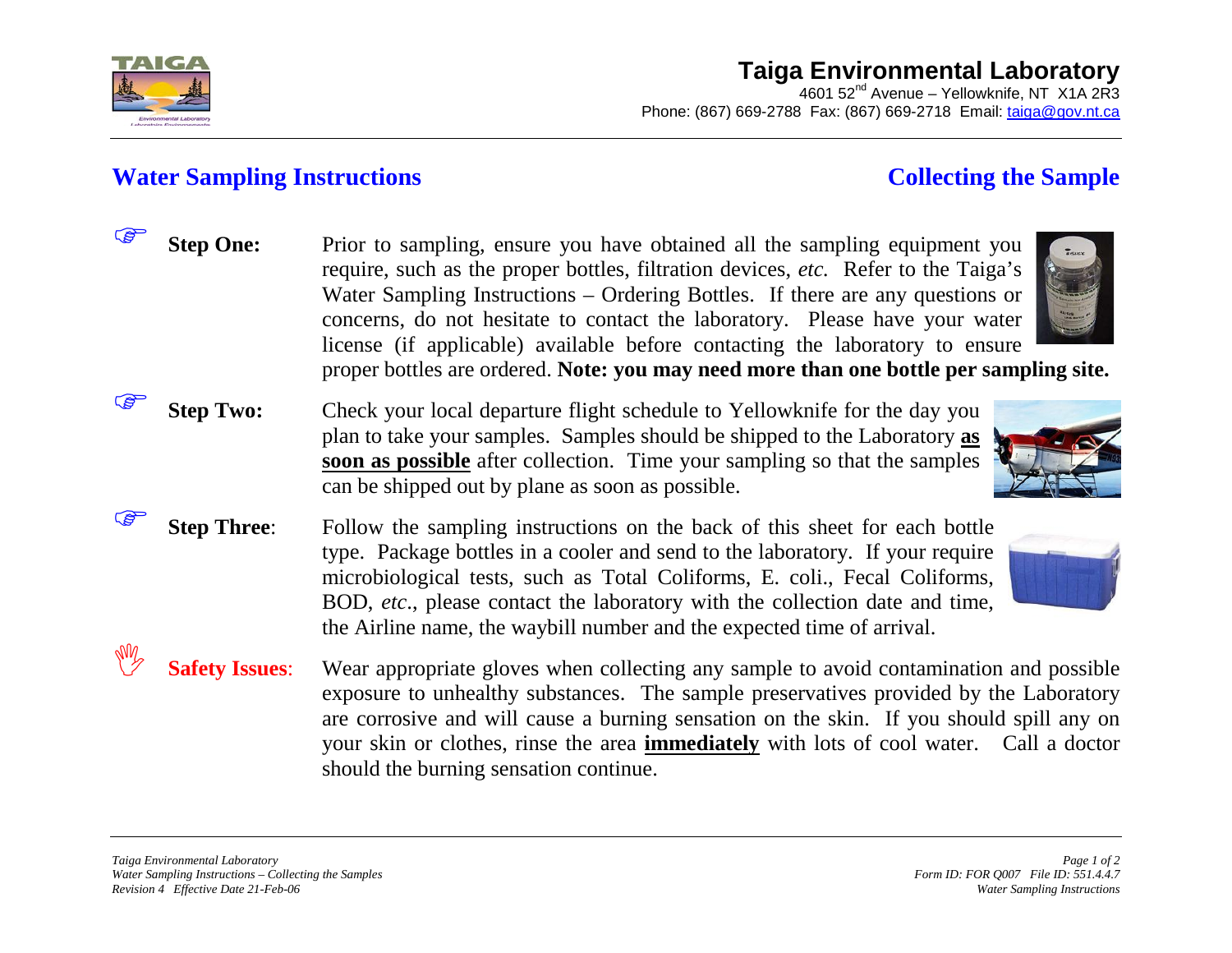# Taiga Environmental Laboratory

4601 52nd Avenue – Yellowknife, NT X1A 2R3
Phone: (867) 669-2788 Fax: (867) 669-2718 Email: taiga@gov.nt.ca

## Water Sampling Instructions

## Collecting the Sample

**Step One:** Prior to sampling, ensure you have obtained all the sampling equipment you require, such as the proper bottles, filtration devices, *etc.* Refer to the Taiga's Water Sampling Instructions – Ordering Bottles. If there are any questions or concerns, do not hesitate to contact the laboratory. Please have your water license (if applicable) available before contacting the laboratory to ensure proper bottles are ordered. **Note: you may need more than one bottle per sampling site.**

**Step Two:** Check your local departure flight schedule to Yellowknife for the day you plan to take your samples. Samples should be shipped to the Laboratory **as soon as possible** after collection. Time your sampling so that the samples can be shipped out by plane as soon as possible.

**Step Three**: Follow the sampling instructions on the back of this sheet for each bottle type. Package bottles in a cooler and send to the laboratory. If your require microbiological tests, such as Total Coliforms, E. coli., Fecal Coliforms, BOD, *etc*., please contact the laboratory with the collection date and time, the Airline name, the waybill number and the expected time of arrival.

**Safety Issues**: Wear appropriate gloves when collecting any sample to avoid contamination and possible exposure to unhealthy substances. The sample preservatives provided by the Laboratory are corrosive and will cause a burning sensation on the skin. If you should spill any on your skin or clothes, rinse the area **immediately** with lots of cool water. Call a doctor should the burning sensation continue.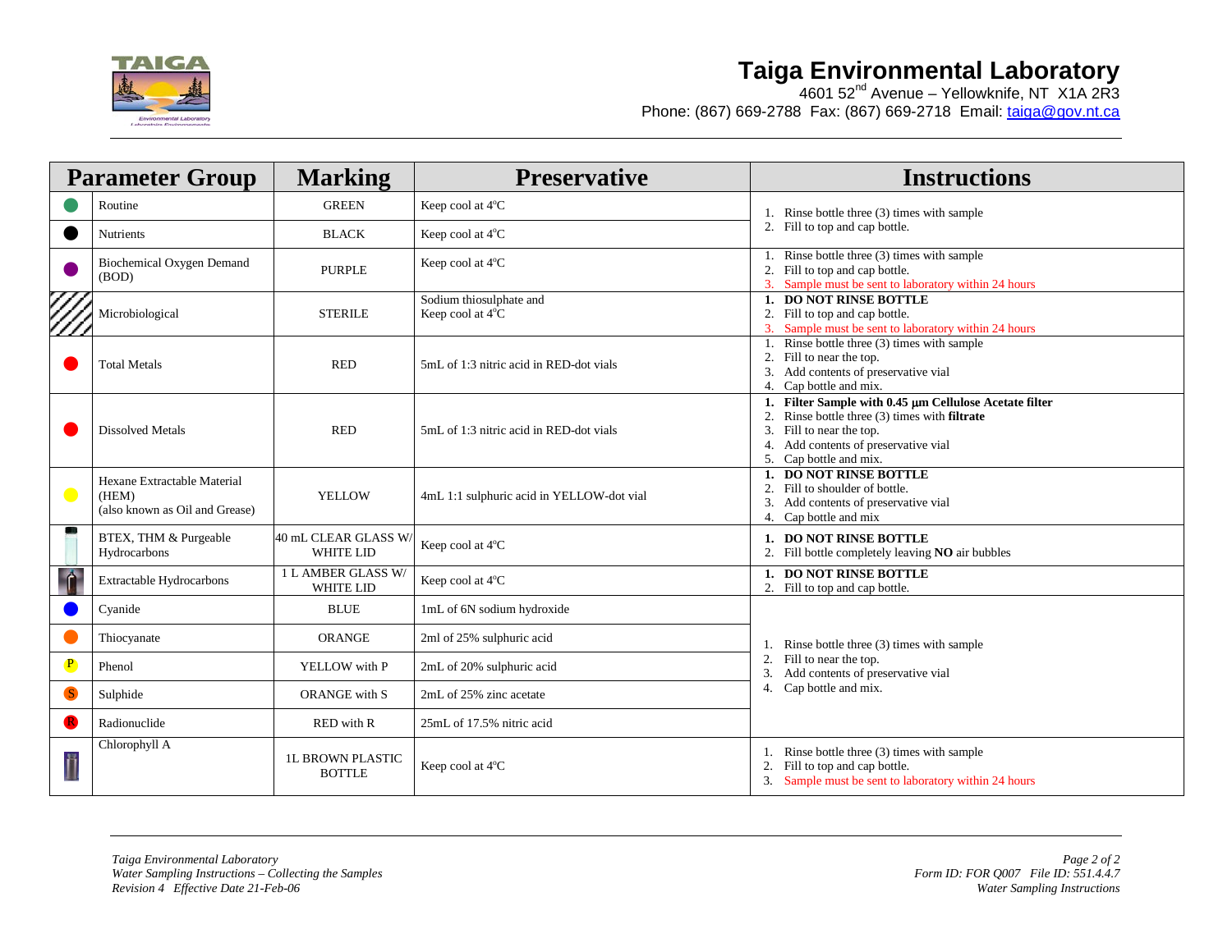# Taiga Environmental Laboratory

4601 52nd Avenue – Yellowknife, NT X1A 2R3
Phone: (867) 669-2788 Fax: (867) 669-2718 Email: taiga@gov.nt.ca

| Parameter Group | | Marking | Preservative | Instructions |
|---|---|---|---|---|
| | Routine | GREEN | Keep cool at 4°C | 1. Rinse bottle three (3) times with sample<br>2. Fill to top and cap bottle. |
| | Nutrients | BLACK | Keep cool at 4°C | |
| | Biochemical Oxygen Demand (BOD) | PURPLE | Keep cool at 4°C | 1. Rinse bottle three (3) times with sample<br>2. Fill to top and cap bottle.<br>3. Sample must be sent to laboratory within 24 hours |
| | Microbiological | STERILE | Sodium thiosulphate and Keep cool at 4°C | 1. **DO NOT RINSE BOTTLE**<br>2. Fill to top and cap bottle.<br>3. Sample must be sent to laboratory within 24 hours |
| | Total Metals | RED | 5mL of 1:3 nitric acid in RED-dot vials | 1. Rinse bottle three (3) times with sample<br>2. Fill to near the top.<br>3. Add contents of preservative vial<br>4. Cap bottle and mix. |
| | Dissolved Metals | RED | 5mL of 1:3 nitric acid in RED-dot vials | 1. **Filter Sample with 0.45 µm Cellulose Acetate filter**<br>2. Rinse bottle three (3) times with **filtrate**<br>3. Fill to near the top.<br>4. Add contents of preservative vial<br>5. Cap bottle and mix. |
| | Hexane Extractable Material (HEM) (also known as Oil and Grease) | YELLOW | 4mL 1:1 sulphuric acid in YELLOW-dot vial | 1. **DO NOT RINSE BOTTLE**<br>2. Fill to shoulder of bottle.<br>3. Add contents of preservative vial<br>4. Cap bottle and mix |
| | BTEX, THM & Purgeable Hydrocarbons | 40 mL CLEAR GLASS W/ WHITE LID | Keep cool at 4°C | 1. **DO NOT RINSE BOTTLE**<br>2. Fill bottle completely leaving **NO** air bubbles |
| | Extractable Hydrocarbons | 1 L AMBER GLASS W/ WHITE LID | Keep cool at 4°C | 1. **DO NOT RINSE BOTTLE**<br>2. Fill to top and cap bottle. |
| | Cyanide | BLUE | 1mL of 6N sodium hydroxide | 1. Rinse bottle three (3) times with sample<br>2. Fill to near the top.<br>3. Add contents of preservative vial<br>4. Cap bottle and mix. |
| | Thiocyanate | ORANGE | 2ml of 25% sulphuric acid | |
| P | Phenol | YELLOW with P | 2mL of 20% sulphuric acid | |
| S | Sulphide | ORANGE with S | 2mL of 25% zinc acetate | |
| R | Radionuclide | RED with R | 25mL of 17.5% nitric acid | |
| | Chlorophyll A | 1L BROWN PLASTIC BOTTLE | Keep cool at 4°C | 1. Rinse bottle three (3) times with sample<br>2. Fill to top and cap bottle.<br>3. Sample must be sent to laboratory within 24 hours |

*Taiga Environmental Laboratory*
*Water Sampling Instructions – Collecting the Samples*
*Revision 4 Effective Date 21-Feb-06*

*Form ID: FOR Q007 File ID: 551.4.4.7*
*Water Sampling Instructions*